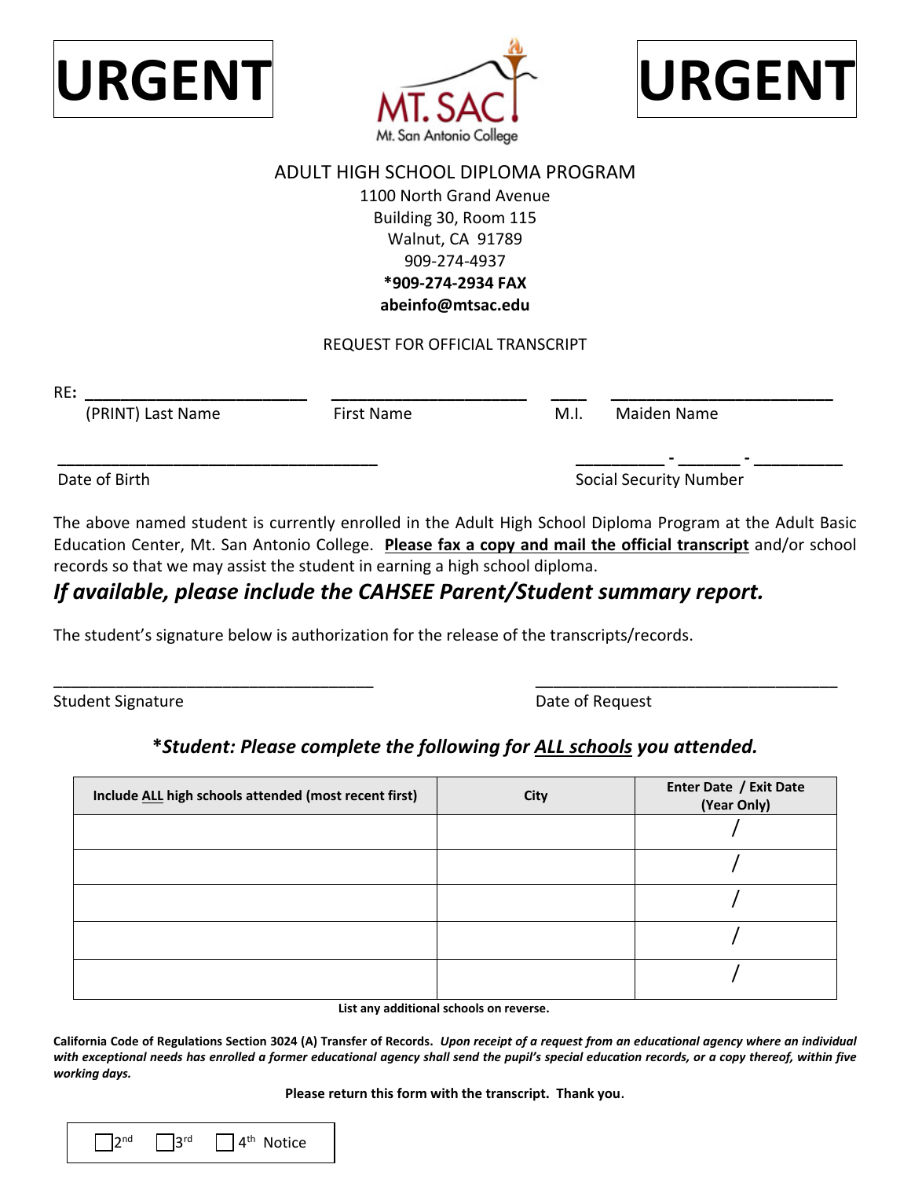**URGENT** **URGENT**

MT. SAC
Mt. San Antonio College

ADULT HIGH SCHOOL DIPLOMA PROGRAM
1100 North Grand Avenue
Building 30, Room 115
Walnut, CA 91789
909-274-4937
**\*909-274-2934 FAX**
**abeinfo@mtsac.edu**

REQUEST FOR OFFICIAL TRANSCRIPT

**RE:** ________________________ ________________________ ____ ________________________
(PRINT) Last Name First Name M.I. Maiden Name

____________________________________ _________ - _______ - _________
Date of Birth Social Security Number

The above named student is currently enrolled in the Adult High School Diploma Program at the Adult Basic Education Center, Mt. San Antonio College. **Please fax a copy and mail the official transcript** and/or school records so that we may assist the student in earning a high school diploma.

***If available, please include the CAHSEE Parent/Student summary report.***

The student's signature below is authorization for the release of the transcripts/records.

____________________________________ ____________________________________
Student Signature Date of Request

***\*Student: Please complete the following for ALL schools you attended.***

| Include ALL high schools attended (most recent first) | City | Enter Date / Exit Date (Year Only) |
|---|---|---|
| | | / |
| | | / |
| | | / |
| | | / |
| | | / |

**List any additional schools on reverse.**

**California Code of Regulations Section 3024 (A) Transfer of Records.** ***Upon receipt of a request from an educational agency where an individual with exceptional needs has enrolled a former educational agency shall send the pupil's special education records, or a copy thereof, within five working days.***

**Please return this form with the transcript. Thank you.**

☐ 2nd ☐ 3rd ☐ 4th Notice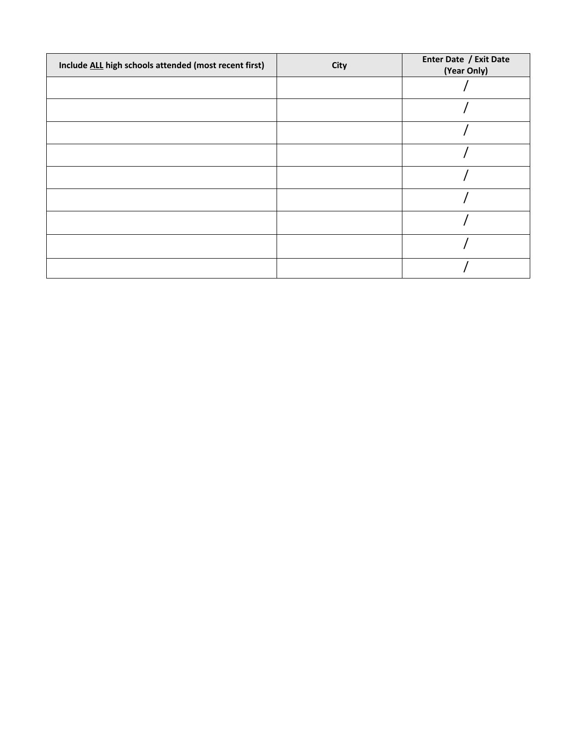| Include <u>ALL</u> high schools attended (most recent first) | City | Enter Date / Exit Date (Year Only) |
|---|---|---|
| | | / |
| | | / |
| | | / |
| | | / |
| | | / |
| | | / |
| | | / |
| | | / |
| | | / |